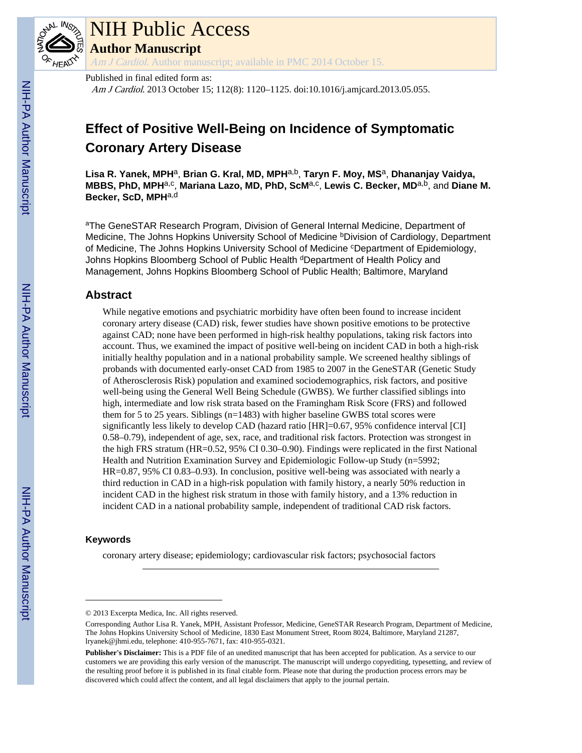# NIH Public Access

**Author Manuscript**

*Am J Cardiol*. Author manuscript; available in PMC 2014 October 15.

Published in final edited form as:

*Am J Cardiol*. 2013 October 15; 112(8): 1120–1125. doi:10.1016/j.amjcard.2013.05.055.

# Effect of Positive Well-Being on Incidence of Symptomatic Coronary Artery Disease

**Lisa R. Yanek, MPH**[a], **Brian G. Kral, MD, MPH**[a,b], **Taryn F. Moy, MS**[a], **Dhananjay Vaidya, MBBS, PhD, MPH**[a,c], **Mariana Lazo, MD, PhD, ScM**[a,c], **Lewis C. Becker, MD**[a,b], and **Diane M. Becker, ScD, MPH**[a,d]

[a]The GeneSTAR Research Program, Division of General Internal Medicine, Department of Medicine, The Johns Hopkins University School of Medicine [b]Division of Cardiology, Department of Medicine, The Johns Hopkins University School of Medicine [c]Department of Epidemiology, Johns Hopkins Bloomberg School of Public Health [d]Department of Health Policy and Management, Johns Hopkins Bloomberg School of Public Health; Baltimore, Maryland

## Abstract

While negative emotions and psychiatric morbidity have often been found to increase incident coronary artery disease (CAD) risk, fewer studies have shown positive emotions to be protective against CAD; none have been performed in high-risk healthy populations, taking risk factors into account. Thus, we examined the impact of positive well-being on incident CAD in both a high-risk initially healthy population and in a national probability sample. We screened healthy siblings of probands with documented early-onset CAD from 1985 to 2007 in the GeneSTAR (Genetic Study of Atherosclerosis Risk) population and examined sociodemographics, risk factors, and positive well-being using the General Well Being Schedule (GWBS). We further classified siblings into high, intermediate and low risk strata based on the Framingham Risk Score (FRS) and followed them for 5 to 25 years. Siblings (n=1483) with higher baseline GWBS total scores were significantly less likely to develop CAD (hazard ratio [HR]=0.67, 95% confidence interval [CI] 0.58–0.79), independent of age, sex, race, and traditional risk factors. Protection was strongest in the high FRS stratum (HR=0.52, 95% CI 0.30–0.90). Findings were replicated in the first National Health and Nutrition Examination Survey and Epidemiologic Follow-up Study (n=5992; HR=0.87, 95% CI 0.83–0.93). In conclusion, positive well-being was associated with nearly a third reduction in CAD in a high-risk population with family history, a nearly 50% reduction in incident CAD in the highest risk stratum in those with family history, and a 13% reduction in incident CAD in a national probability sample, independent of traditional CAD risk factors.

### Keywords

coronary artery disease; epidemiology; cardiovascular risk factors; psychosocial factors

---

© 2013 Excerpta Medica, Inc. All rights reserved.

Corresponding Author Lisa R. Yanek, MPH, Assistant Professor, Medicine, GeneSTAR Research Program, Department of Medicine, The Johns Hopkins University School of Medicine, 1830 East Monument Street, Room 8024, Baltimore, Maryland 21287, lryanek@jhmi.edu, telephone: 410-955-7671, fax: 410-955-0321.

**Publisher's Disclaimer:** This is a PDF file of an unedited manuscript that has been accepted for publication. As a service to our customers we are providing this early version of the manuscript. The manuscript will undergo copyediting, typesetting, and review of the resulting proof before it is published in its final citable form. Please note that during the production process errors may be discovered which could affect the content, and all legal disclaimers that apply to the journal pertain.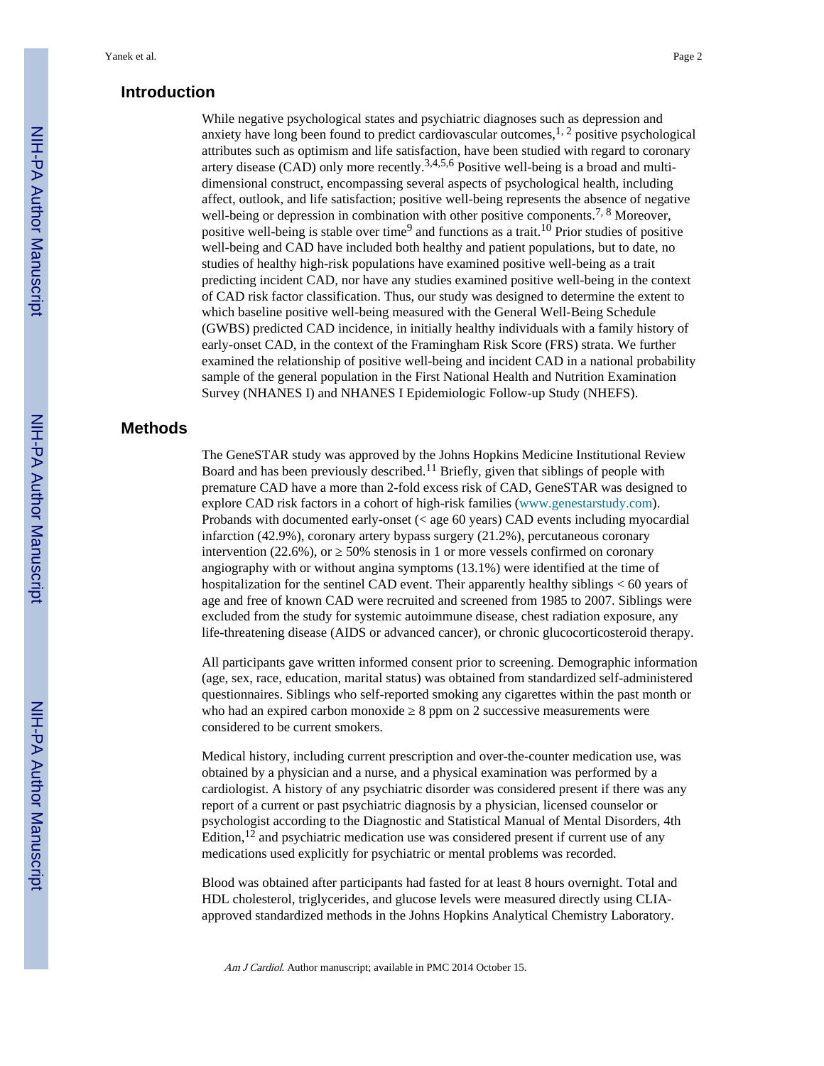## Introduction

While negative psychological states and psychiatric diagnoses such as depression and anxiety have long been found to predict cardiovascular outcomes,[1, 2] positive psychological attributes such as optimism and life satisfaction, have been studied with regard to coronary artery disease (CAD) only more recently.[3,4,5,6] Positive well-being is a broad and multi-dimensional construct, encompassing several aspects of psychological health, including affect, outlook, and life satisfaction; positive well-being represents the absence of negative well-being or depression in combination with other positive components.[7, 8] Moreover, positive well-being is stable over time[9] and functions as a trait.[10] Prior studies of positive well-being and CAD have included both healthy and patient populations, but to date, no studies of healthy high-risk populations have examined positive well-being as a trait predicting incident CAD, nor have any studies examined positive well-being in the context of CAD risk factor classification. Thus, our study was designed to determine the extent to which baseline positive well-being measured with the General Well-Being Schedule (GWBS) predicted CAD incidence, in initially healthy individuals with a family history of early-onset CAD, in the context of the Framingham Risk Score (FRS) strata. We further examined the relationship of positive well-being and incident CAD in a national probability sample of the general population in the First National Health and Nutrition Examination Survey (NHANES I) and NHANES I Epidemiologic Follow-up Study (NHEFS).

## Methods

The GeneSTAR study was approved by the Johns Hopkins Medicine Institutional Review Board and has been previously described.[11] Briefly, given that siblings of people with premature CAD have a more than 2-fold excess risk of CAD, GeneSTAR was designed to explore CAD risk factors in a cohort of high-risk families (www.genestarstudy.com). Probands with documented early-onset (< age 60 years) CAD events including myocardial infarction (42.9%), coronary artery bypass surgery (21.2%), percutaneous coronary intervention (22.6%), or ≥ 50% stenosis in 1 or more vessels confirmed on coronary angiography with or without angina symptoms (13.1%) were identified at the time of hospitalization for the sentinel CAD event. Their apparently healthy siblings < 60 years of age and free of known CAD were recruited and screened from 1985 to 2007. Siblings were excluded from the study for systemic autoimmune disease, chest radiation exposure, any life-threatening disease (AIDS or advanced cancer), or chronic glucocorticosteroid therapy.

All participants gave written informed consent prior to screening. Demographic information (age, sex, race, education, marital status) was obtained from standardized self-administered questionnaires. Siblings who self-reported smoking any cigarettes within the past month or who had an expired carbon monoxide ≥ 8 ppm on 2 successive measurements were considered to be current smokers.

Medical history, including current prescription and over-the-counter medication use, was obtained by a physician and a nurse, and a physical examination was performed by a cardiologist. A history of any psychiatric disorder was considered present if there was any report of a current or past psychiatric diagnosis by a physician, licensed counselor or psychologist according to the Diagnostic and Statistical Manual of Mental Disorders, 4th Edition,[12] and psychiatric medication use was considered present if current use of any medications used explicitly for psychiatric or mental problems was recorded.

Blood was obtained after participants had fasted for at least 8 hours overnight. Total and HDL cholesterol, triglycerides, and glucose levels were measured directly using CLIA-approved standardized methods in the Johns Hopkins Analytical Chemistry Laboratory.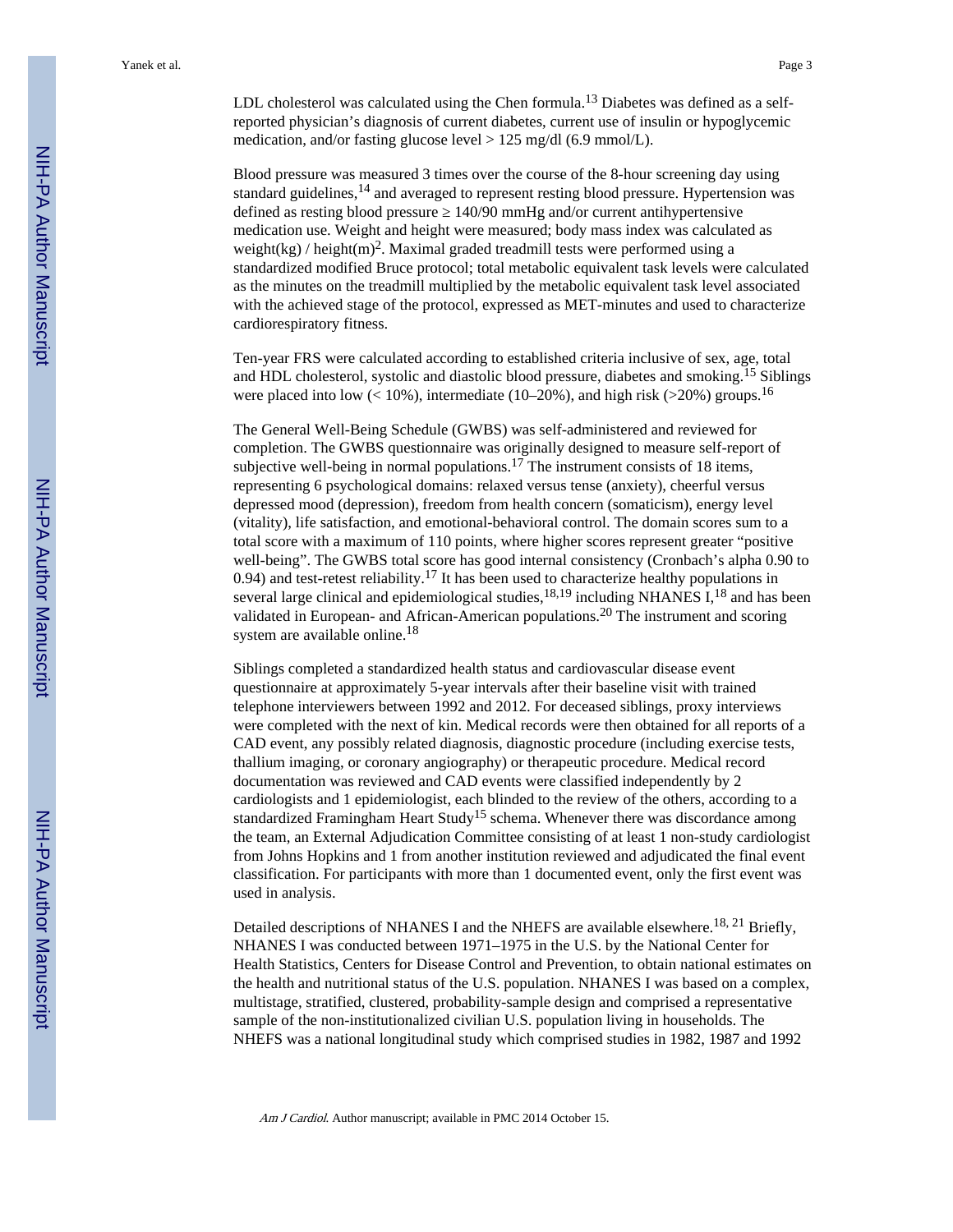LDL cholesterol was calculated using the Chen formula.[13] Diabetes was defined as a self-reported physician's diagnosis of current diabetes, current use of insulin or hypoglycemic medication, and/or fasting glucose level > 125 mg/dl (6.9 mmol/L).

Blood pressure was measured 3 times over the course of the 8-hour screening day using standard guidelines,[14] and averaged to represent resting blood pressure. Hypertension was defined as resting blood pressure ≥ 140/90 mmHg and/or current antihypertensive medication use. Weight and height were measured; body mass index was calculated as weight(kg) / height(m)$^2$. Maximal graded treadmill tests were performed using a standardized modified Bruce protocol; total metabolic equivalent task levels were calculated as the minutes on the treadmill multiplied by the metabolic equivalent task level associated with the achieved stage of the protocol, expressed as MET-minutes and used to characterize cardiorespiratory fitness.

Ten-year FRS were calculated according to established criteria inclusive of sex, age, total and HDL cholesterol, systolic and diastolic blood pressure, diabetes and smoking.[15] Siblings were placed into low (< 10%), intermediate (10–20%), and high risk (>20%) groups.[16]

The General Well-Being Schedule (GWBS) was self-administered and reviewed for completion. The GWBS questionnaire was originally designed to measure self-report of subjective well-being in normal populations.[17] The instrument consists of 18 items, representing 6 psychological domains: relaxed versus tense (anxiety), cheerful versus depressed mood (depression), freedom from health concern (somaticism), energy level (vitality), life satisfaction, and emotional-behavioral control. The domain scores sum to a total score with a maximum of 110 points, where higher scores represent greater "positive well-being". The GWBS total score has good internal consistency (Cronbach's alpha 0.90 to 0.94) and test-retest reliability.[17] It has been used to characterize healthy populations in several large clinical and epidemiological studies,[18,19] including NHANES I,[18] and has been validated in European- and African-American populations.[20] The instrument and scoring system are available online.[18]

Siblings completed a standardized health status and cardiovascular disease event questionnaire at approximately 5-year intervals after their baseline visit with trained telephone interviewers between 1992 and 2012. For deceased siblings, proxy interviews were completed with the next of kin. Medical records were then obtained for all reports of a CAD event, any possibly related diagnosis, diagnostic procedure (including exercise tests, thallium imaging, or coronary angiography) or therapeutic procedure. Medical record documentation was reviewed and CAD events were classified independently by 2 cardiologists and 1 epidemiologist, each blinded to the review of the others, according to a standardized Framingham Heart Study[15] schema. Whenever there was discordance among the team, an External Adjudication Committee consisting of at least 1 non-study cardiologist from Johns Hopkins and 1 from another institution reviewed and adjudicated the final event classification. For participants with more than 1 documented event, only the first event was used in analysis.

Detailed descriptions of NHANES I and the NHEFS are available elsewhere.[18, 21] Briefly, NHANES I was conducted between 1971–1975 in the U.S. by the National Center for Health Statistics, Centers for Disease Control and Prevention, to obtain national estimates on the health and nutritional status of the U.S. population. NHANES I was based on a complex, multistage, stratified, clustered, probability-sample design and comprised a representative sample of the non-institutionalized civilian U.S. population living in households. The NHEFS was a national longitudinal study which comprised studies in 1982, 1987 and 1992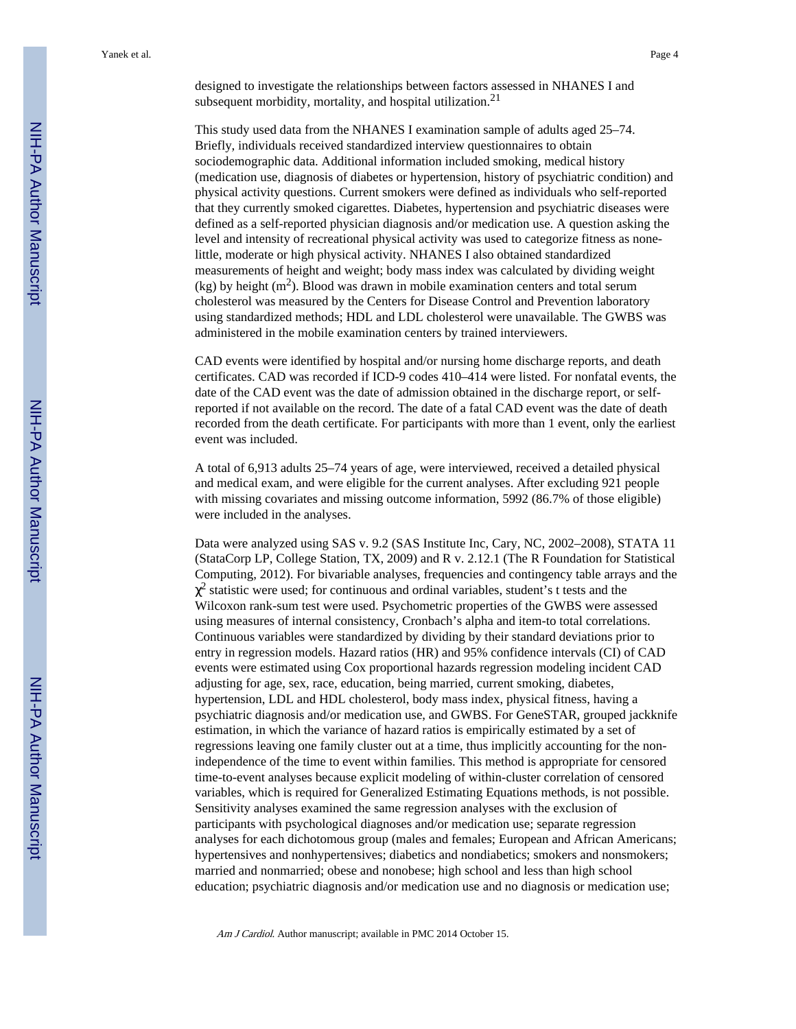designed to investigate the relationships between factors assessed in NHANES I and subsequent morbidity, mortality, and hospital utilization.[21]

This study used data from the NHANES I examination sample of adults aged 25–74. Briefly, individuals received standardized interview questionnaires to obtain sociodemographic data. Additional information included smoking, medical history (medication use, diagnosis of diabetes or hypertension, history of psychiatric condition) and physical activity questions. Current smokers were defined as individuals who self-reported that they currently smoked cigarettes. Diabetes, hypertension and psychiatric diseases were defined as a self-reported physician diagnosis and/or medication use. A question asking the level and intensity of recreational physical activity was used to categorize fitness as none-little, moderate or high physical activity. NHANES I also obtained standardized measurements of height and weight; body mass index was calculated by dividing weight (kg) by height ($m^2$). Blood was drawn in mobile examination centers and total serum cholesterol was measured by the Centers for Disease Control and Prevention laboratory using standardized methods; HDL and LDL cholesterol were unavailable. The GWBS was administered in the mobile examination centers by trained interviewers.

CAD events were identified by hospital and/or nursing home discharge reports, and death certificates. CAD was recorded if ICD-9 codes 410–414 were listed. For nonfatal events, the date of the CAD event was the date of admission obtained in the discharge report, or self-reported if not available on the record. The date of a fatal CAD event was the date of death recorded from the death certificate. For participants with more than 1 event, only the earliest event was included.

A total of 6,913 adults 25–74 years of age, were interviewed, received a detailed physical and medical exam, and were eligible for the current analyses. After excluding 921 people with missing covariates and missing outcome information, 5992 (86.7% of those eligible) were included in the analyses.

Data were analyzed using SAS v. 9.2 (SAS Institute Inc, Cary, NC, 2002–2008), STATA 11 (StataCorp LP, College Station, TX, 2009) and R v. 2.12.1 (The R Foundation for Statistical Computing, 2012). For bivariable analyses, frequencies and contingency table arrays and the $\chi^2$ statistic were used; for continuous and ordinal variables, student's t tests and the Wilcoxon rank-sum test were used. Psychometric properties of the GWBS were assessed using measures of internal consistency, Cronbach's alpha and item-to total correlations. Continuous variables were standardized by dividing by their standard deviations prior to entry in regression models. Hazard ratios (HR) and 95% confidence intervals (CI) of CAD events were estimated using Cox proportional hazards regression modeling incident CAD adjusting for age, sex, race, education, being married, current smoking, diabetes, hypertension, LDL and HDL cholesterol, body mass index, physical fitness, having a psychiatric diagnosis and/or medication use, and GWBS. For GeneSTAR, grouped jackknife estimation, in which the variance of hazard ratios is empirically estimated by a set of regressions leaving one family cluster out at a time, thus implicitly accounting for the non-independence of the time to event within families. This method is appropriate for censored time-to-event analyses because explicit modeling of within-cluster correlation of censored variables, which is required for Generalized Estimating Equations methods, is not possible. Sensitivity analyses examined the same regression analyses with the exclusion of participants with psychological diagnoses and/or medication use; separate regression analyses for each dichotomous group (males and females; European and African Americans; hypertensives and nonhypertensives; diabetics and nondiabetics; smokers and nonsmokers; married and nonmarried; obese and nonobese; high school and less than high school education; psychiatric diagnosis and/or medication use and no diagnosis or medication use;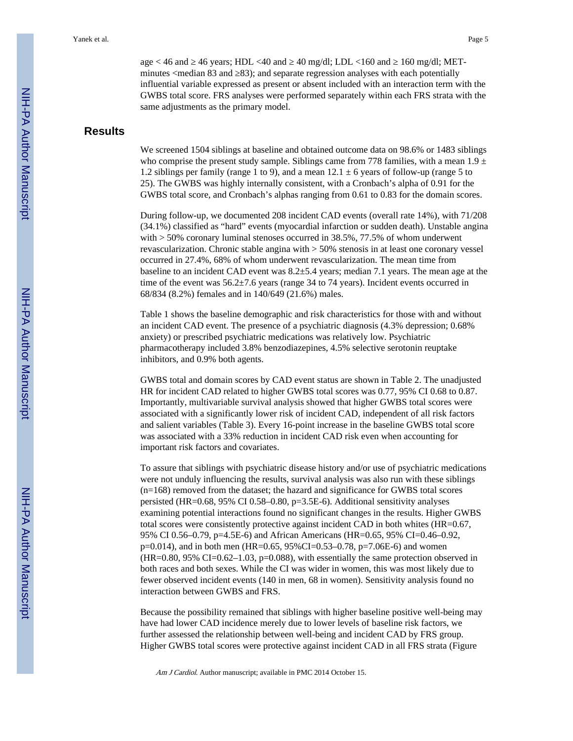age < 46 and ≥ 46 years; HDL <40 and ≥ 40 mg/dl; LDL <160 and ≥ 160 mg/dl; MET-minutes <median 83 and ≥83); and separate regression analyses with each potentially influential variable expressed as present or absent included with an interaction term with the GWBS total score. FRS analyses were performed separately within each FRS strata with the same adjustments as the primary model.

## Results

We screened 1504 siblings at baseline and obtained outcome data on 98.6% or 1483 siblings who comprise the present study sample. Siblings came from 778 families, with a mean 1.9 ± 1.2 siblings per family (range 1 to 9), and a mean 12.1 ± 6 years of follow-up (range 5 to 25). The GWBS was highly internally consistent, with a Cronbach's alpha of 0.91 for the GWBS total score, and Cronbach's alphas ranging from 0.61 to 0.83 for the domain scores.

During follow-up, we documented 208 incident CAD events (overall rate 14%), with 71/208 (34.1%) classified as "hard" events (myocardial infarction or sudden death). Unstable angina with > 50% coronary luminal stenoses occurred in 38.5%, 77.5% of whom underwent revascularization. Chronic stable angina with > 50% stenosis in at least one coronary vessel occurred in 27.4%, 68% of whom underwent revascularization. The mean time from baseline to an incident CAD event was 8.2±5.4 years; median 7.1 years. The mean age at the time of the event was 56.2±7.6 years (range 34 to 74 years). Incident events occurred in 68/834 (8.2%) females and in 140/649 (21.6%) males.

Table 1 shows the baseline demographic and risk characteristics for those with and without an incident CAD event. The presence of a psychiatric diagnosis (4.3% depression; 0.68% anxiety) or prescribed psychiatric medications was relatively low. Psychiatric pharmacotherapy included 3.8% benzodiazepines, 4.5% selective serotonin reuptake inhibitors, and 0.9% both agents.

GWBS total and domain scores by CAD event status are shown in Table 2. The unadjusted HR for incident CAD related to higher GWBS total scores was 0.77, 95% CI 0.68 to 0.87. Importantly, multivariable survival analysis showed that higher GWBS total scores were associated with a significantly lower risk of incident CAD, independent of all risk factors and salient variables (Table 3). Every 16-point increase in the baseline GWBS total score was associated with a 33% reduction in incident CAD risk even when accounting for important risk factors and covariates.

To assure that siblings with psychiatric disease history and/or use of psychiatric medications were not unduly influencing the results, survival analysis was also run with these siblings (n=168) removed from the dataset; the hazard and significance for GWBS total scores persisted (HR=0.68, 95% CI 0.58–0.80, p=3.5E-6). Additional sensitivity analyses examining potential interactions found no significant changes in the results. Higher GWBS total scores were consistently protective against incident CAD in both whites (HR=0.67, 95% CI 0.56–0.79, p=4.5E-6) and African Americans (HR=0.65, 95% CI=0.46–0.92, p=0.014), and in both men (HR=0.65, 95%CI=0.53–0.78, p=7.06E-6) and women (HR=0.80, 95% CI=0.62–1.03, p=0.088), with essentially the same protection observed in both races and both sexes. While the CI was wider in women, this was most likely due to fewer observed incident events (140 in men, 68 in women). Sensitivity analysis found no interaction between GWBS and FRS.

Because the possibility remained that siblings with higher baseline positive well-being may have had lower CAD incidence merely due to lower levels of baseline risk factors, we further assessed the relationship between well-being and incident CAD by FRS group. Higher GWBS total scores were protective against incident CAD in all FRS strata (Figure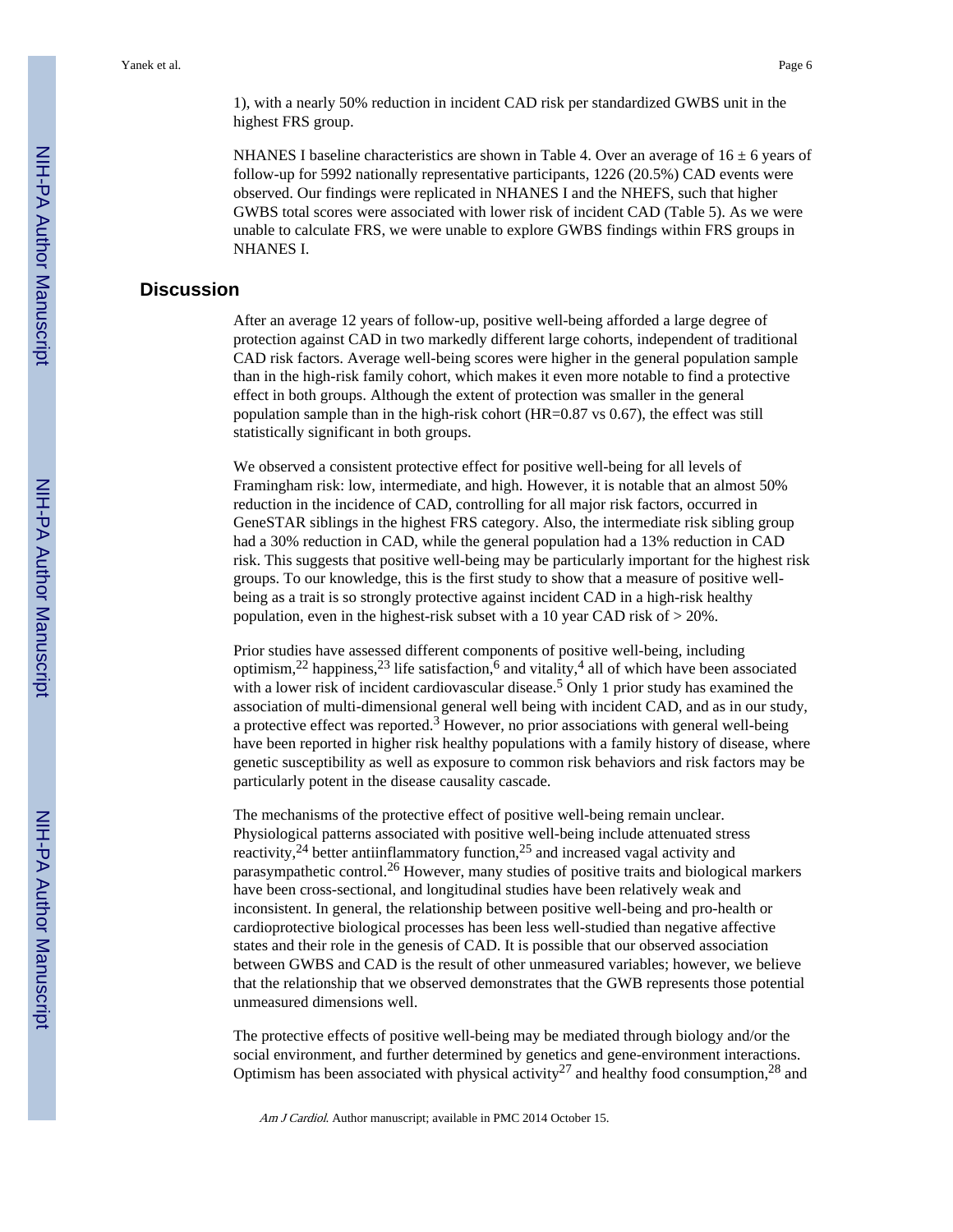1), with a nearly 50% reduction in incident CAD risk per standardized GWBS unit in the highest FRS group.

NHANES I baseline characteristics are shown in Table 4. Over an average of $16 \pm 6$ years of follow-up for 5992 nationally representative participants, 1226 (20.5%) CAD events were observed. Our findings were replicated in NHANES I and the NHEFS, such that higher GWBS total scores were associated with lower risk of incident CAD (Table 5). As we were unable to calculate FRS, we were unable to explore GWBS findings within FRS groups in NHANES I.

## Discussion

After an average 12 years of follow-up, positive well-being afforded a large degree of protection against CAD in two markedly different large cohorts, independent of traditional CAD risk factors. Average well-being scores were higher in the general population sample than in the high-risk family cohort, which makes it even more notable to find a protective effect in both groups. Although the extent of protection was smaller in the general population sample than in the high-risk cohort (HR=0.87 vs 0.67), the effect was still statistically significant in both groups.

We observed a consistent protective effect for positive well-being for all levels of Framingham risk: low, intermediate, and high. However, it is notable that an almost 50% reduction in the incidence of CAD, controlling for all major risk factors, occurred in GeneSTAR siblings in the highest FRS category. Also, the intermediate risk sibling group had a 30% reduction in CAD, while the general population had a 13% reduction in CAD risk. This suggests that positive well-being may be particularly important for the highest risk groups. To our knowledge, this is the first study to show that a measure of positive well-being as a trait is so strongly protective against incident CAD in a high-risk healthy population, even in the highest-risk subset with a 10 year CAD risk of > 20%.

Prior studies have assessed different components of positive well-being, including optimism,[22] happiness,[23] life satisfaction,[6] and vitality,[4] all of which have been associated with a lower risk of incident cardiovascular disease.[5] Only 1 prior study has examined the association of multi-dimensional general well being with incident CAD, and as in our study, a protective effect was reported.[3] However, no prior associations with general well-being have been reported in higher risk healthy populations with a family history of disease, where genetic susceptibility as well as exposure to common risk behaviors and risk factors may be particularly potent in the disease causality cascade.

The mechanisms of the protective effect of positive well-being remain unclear. Physiological patterns associated with positive well-being include attenuated stress reactivity,[24] better antiinflammatory function,[25] and increased vagal activity and parasympathetic control.[26] However, many studies of positive traits and biological markers have been cross-sectional, and longitudinal studies have been relatively weak and inconsistent. In general, the relationship between positive well-being and pro-health or cardioprotective biological processes has been less well-studied than negative affective states and their role in the genesis of CAD. It is possible that our observed association between GWBS and CAD is the result of other unmeasured variables; however, we believe that the relationship that we observed demonstrates that the GWB represents those potential unmeasured dimensions well.

The protective effects of positive well-being may be mediated through biology and/or the social environment, and further determined by genetics and gene-environment interactions. Optimism has been associated with physical activity[27] and healthy food consumption,[28] and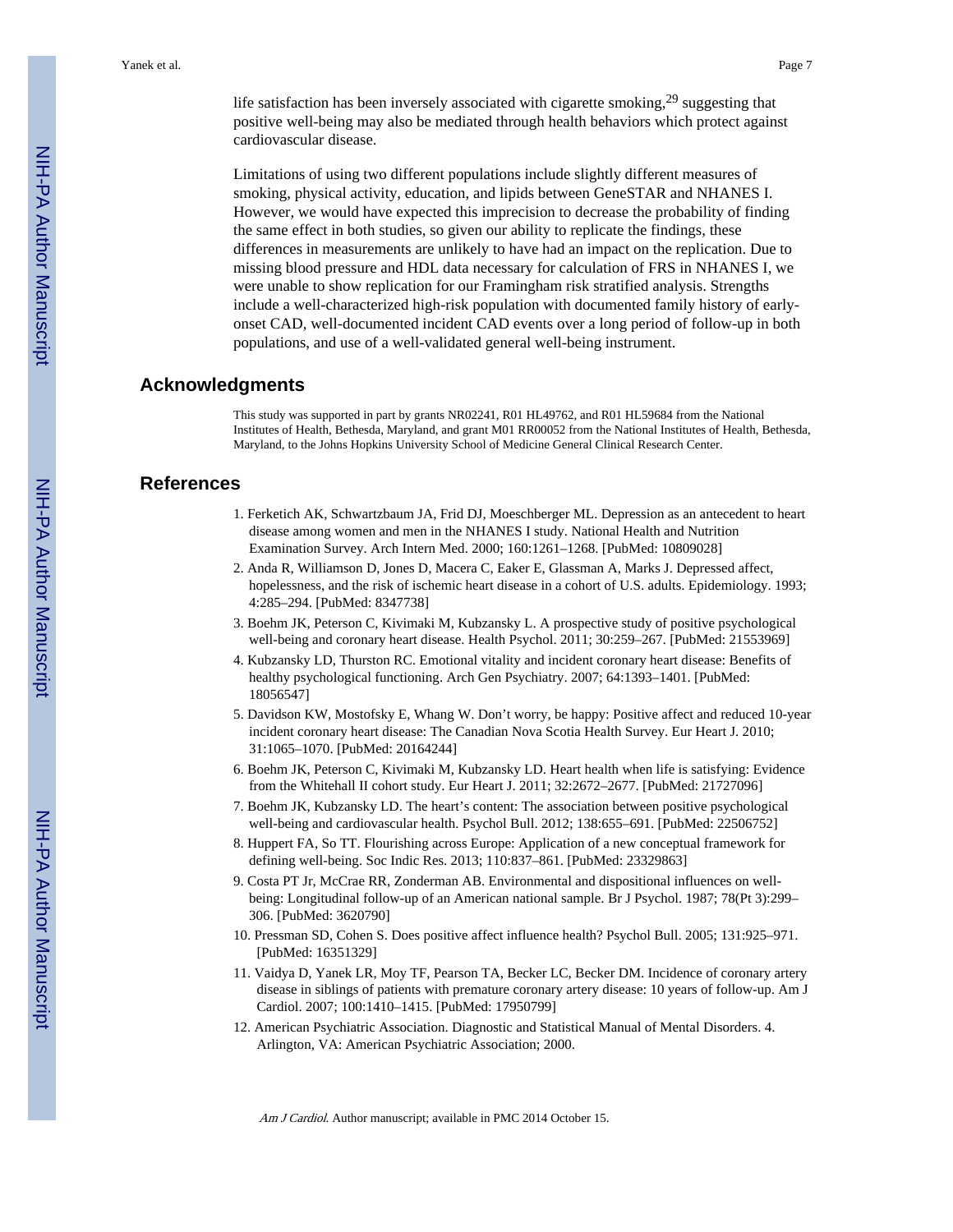life satisfaction has been inversely associated with cigarette smoking,[29] suggesting that positive well-being may also be mediated through health behaviors which protect against cardiovascular disease.

Limitations of using two different populations include slightly different measures of smoking, physical activity, education, and lipids between GeneSTAR and NHANES I. However, we would have expected this imprecision to decrease the probability of finding the same effect in both studies, so given our ability to replicate the findings, these differences in measurements are unlikely to have had an impact on the replication. Due to missing blood pressure and HDL data necessary for calculation of FRS in NHANES I, we were unable to show replication for our Framingham risk stratified analysis. Strengths include a well-characterized high-risk population with documented family history of early-onset CAD, well-documented incident CAD events over a long period of follow-up in both populations, and use of a well-validated general well-being instrument.

## Acknowledgments

This study was supported in part by grants NR02241, R01 HL49762, and R01 HL59684 from the National Institutes of Health, Bethesda, Maryland, and grant M01 RR00052 from the National Institutes of Health, Bethesda, Maryland, to the Johns Hopkins University School of Medicine General Clinical Research Center.

## References

1. Ferketich AK, Schwartzbaum JA, Frid DJ, Moeschberger ML. Depression as an antecedent to heart disease among women and men in the NHANES I study. National Health and Nutrition Examination Survey. Arch Intern Med. 2000; 160:1261–1268. [PubMed: 10809028]
2. Anda R, Williamson D, Jones D, Macera C, Eaker E, Glassman A, Marks J. Depressed affect, hopelessness, and the risk of ischemic heart disease in a cohort of U.S. adults. Epidemiology. 1993; 4:285–294. [PubMed: 8347738]
3. Boehm JK, Peterson C, Kivimaki M, Kubzansky L. A prospective study of positive psychological well-being and coronary heart disease. Health Psychol. 2011; 30:259–267. [PubMed: 21553969]
4. Kubzansky LD, Thurston RC. Emotional vitality and incident coronary heart disease: Benefits of healthy psychological functioning. Arch Gen Psychiatry. 2007; 64:1393–1401. [PubMed: 18056547]
5. Davidson KW, Mostofsky E, Whang W. Don't worry, be happy: Positive affect and reduced 10-year incident coronary heart disease: The Canadian Nova Scotia Health Survey. Eur Heart J. 2010; 31:1065–1070. [PubMed: 20164244]
6. Boehm JK, Peterson C, Kivimaki M, Kubzansky LD. Heart health when life is satisfying: Evidence from the Whitehall II cohort study. Eur Heart J. 2011; 32:2672–2677. [PubMed: 21727096]
7. Boehm JK, Kubzansky LD. The heart's content: The association between positive psychological well-being and cardiovascular health. Psychol Bull. 2012; 138:655–691. [PubMed: 22506752]
8. Huppert FA, So TT. Flourishing across Europe: Application of a new conceptual framework for defining well-being. Soc Indic Res. 2013; 110:837–861. [PubMed: 23329863]
9. Costa PT Jr, McCrae RR, Zonderman AB. Environmental and dispositional influences on well-being: Longitudinal follow-up of an American national sample. Br J Psychol. 1987; 78(Pt 3):299–306. [PubMed: 3620790]
10. Pressman SD, Cohen S. Does positive affect influence health? Psychol Bull. 2005; 131:925–971. [PubMed: 16351329]
11. Vaidya D, Yanek LR, Moy TF, Pearson TA, Becker LC, Becker DM. Incidence of coronary artery disease in siblings of patients with premature coronary artery disease: 10 years of follow-up. Am J Cardiol. 2007; 100:1410–1415. [PubMed: 17950799]
12. American Psychiatric Association. Diagnostic and Statistical Manual of Mental Disorders. 4. Arlington, VA: American Psychiatric Association; 2000.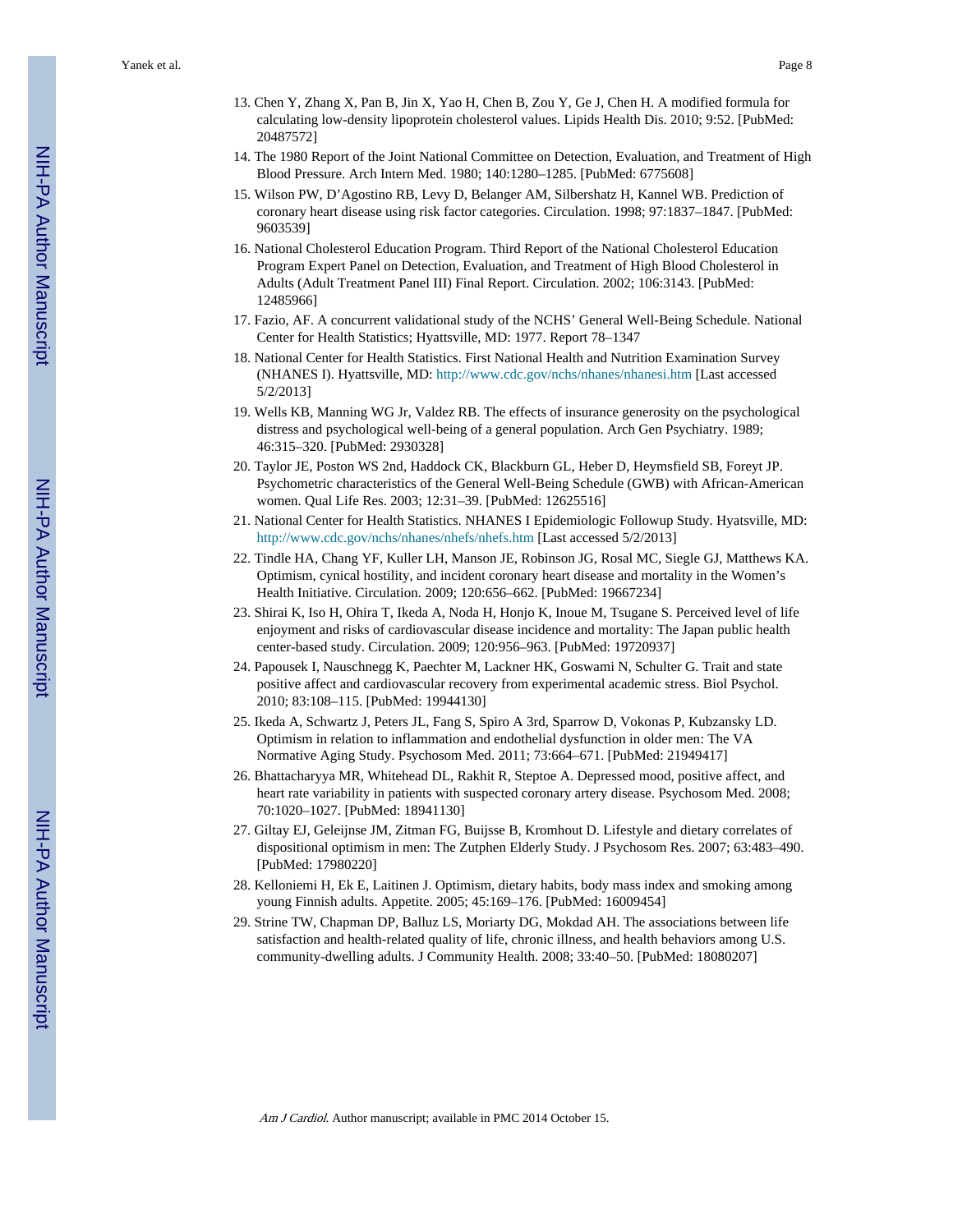13. Chen Y, Zhang X, Pan B, Jin X, Yao H, Chen B, Zou Y, Ge J, Chen H. A modified formula for calculating low-density lipoprotein cholesterol values. Lipids Health Dis. 2010; 9:52. [PubMed: 20487572]
14. The 1980 Report of the Joint National Committee on Detection, Evaluation, and Treatment of High Blood Pressure. Arch Intern Med. 1980; 140:1280–1285. [PubMed: 6775608]
15. Wilson PW, D'Agostino RB, Levy D, Belanger AM, Silbershatz H, Kannel WB. Prediction of coronary heart disease using risk factor categories. Circulation. 1998; 97:1837–1847. [PubMed: 9603539]
16. National Cholesterol Education Program. Third Report of the National Cholesterol Education Program Expert Panel on Detection, Evaluation, and Treatment of High Blood Cholesterol in Adults (Adult Treatment Panel III) Final Report. Circulation. 2002; 106:3143. [PubMed: 12485966]
17. Fazio, AF. A concurrent validational study of the NCHS' General Well-Being Schedule. National Center for Health Statistics; Hyattsville, MD: 1977. Report 78–1347
18. National Center for Health Statistics. First National Health and Nutrition Examination Survey (NHANES I). Hyattsville, MD: http://www.cdc.gov/nchs/nhanes/nhanesi.htm [Last accessed 5/2/2013]
19. Wells KB, Manning WG Jr, Valdez RB. The effects of insurance generosity on the psychological distress and psychological well-being of a general population. Arch Gen Psychiatry. 1989; 46:315–320. [PubMed: 2930328]
20. Taylor JE, Poston WS 2nd, Haddock CK, Blackburn GL, Heber D, Heymsfield SB, Foreyt JP. Psychometric characteristics of the General Well-Being Schedule (GWB) with African-American women. Qual Life Res. 2003; 12:31–39. [PubMed: 12625516]
21. National Center for Health Statistics. NHANES I Epidemiologic Followup Study. Hyatsville, MD: http://www.cdc.gov/nchs/nhanes/nhefs/nhefs.htm [Last accessed 5/2/2013]
22. Tindle HA, Chang YF, Kuller LH, Manson JE, Robinson JG, Rosal MC, Siegle GJ, Matthews KA. Optimism, cynical hostility, and incident coronary heart disease and mortality in the Women's Health Initiative. Circulation. 2009; 120:656–662. [PubMed: 19667234]
23. Shirai K, Iso H, Ohira T, Ikeda A, Noda H, Honjo K, Inoue M, Tsugane S. Perceived level of life enjoyment and risks of cardiovascular disease incidence and mortality: The Japan public health center-based study. Circulation. 2009; 120:956–963. [PubMed: 19720937]
24. Papousek I, Nauschnegg K, Paechter M, Lackner HK, Goswami N, Schulter G. Trait and state positive affect and cardiovascular recovery from experimental academic stress. Biol Psychol. 2010; 83:108–115. [PubMed: 19944130]
25. Ikeda A, Schwartz J, Peters JL, Fang S, Spiro A 3rd, Sparrow D, Vokonas P, Kubzansky LD. Optimism in relation to inflammation and endothelial dysfunction in older men: The VA Normative Aging Study. Psychosom Med. 2011; 73:664–671. [PubMed: 21949417]
26. Bhattacharyya MR, Whitehead DL, Rakhit R, Steptoe A. Depressed mood, positive affect, and heart rate variability in patients with suspected coronary artery disease. Psychosom Med. 2008; 70:1020–1027. [PubMed: 18941130]
27. Giltay EJ, Geleijnse JM, Zitman FG, Buijsse B, Kromhout D. Lifestyle and dietary correlates of dispositional optimism in men: The Zutphen Elderly Study. J Psychosom Res. 2007; 63:483–490. [PubMed: 17980220]
28. Kelloniemi H, Ek E, Laitinen J. Optimism, dietary habits, body mass index and smoking among young Finnish adults. Appetite. 2005; 45:169–176. [PubMed: 16009454]
29. Strine TW, Chapman DP, Balluz LS, Moriarty DG, Mokdad AH. The associations between life satisfaction and health-related quality of life, chronic illness, and health behaviors among U.S. community-dwelling adults. J Community Health. 2008; 33:40–50. [PubMed: 18080207]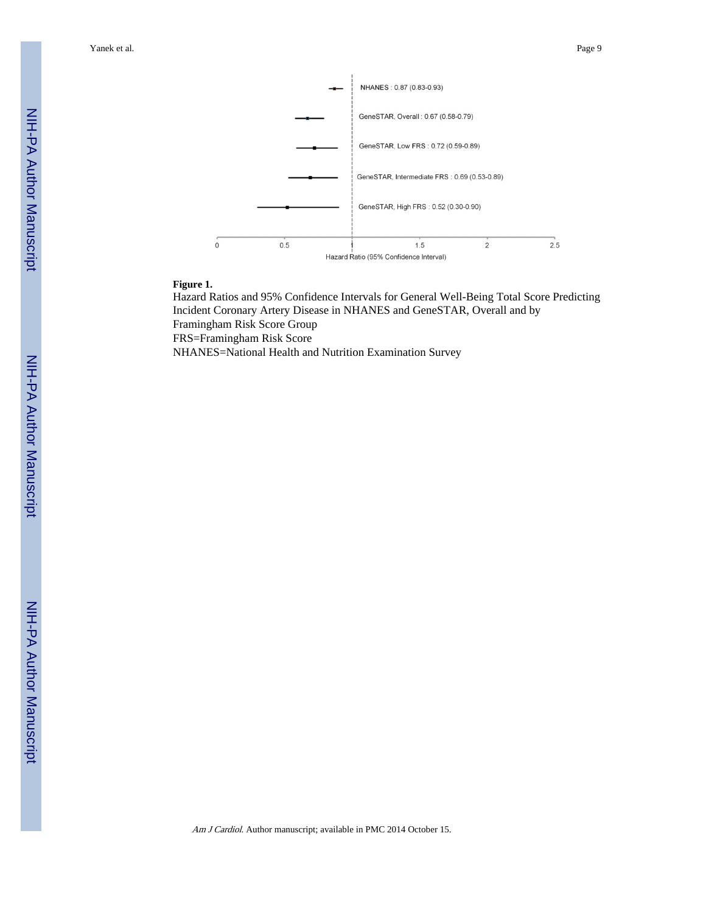NHANES : 0.87 (0.83-0.93)

GeneSTAR, Overall : 0.67 (0.58-0.79)

GeneSTAR, Low FRS : 0.72 (0.59-0.89)

GeneSTAR, Intermediate FRS : 0.69 (0.53-0.89)

GeneSTAR, High FRS : 0.52 (0.30-0.90)

Hazard Ratio (95% Confidence Interval)

**Figure 1.**

Hazard Ratios and 95% Confidence Intervals for General Well-Being Total Score Predicting Incident Coronary Artery Disease in NHANES and GeneSTAR, Overall and by Framingham Risk Score Group

FRS=Framingham Risk Score

NHANES=National Health and Nutrition Examination Survey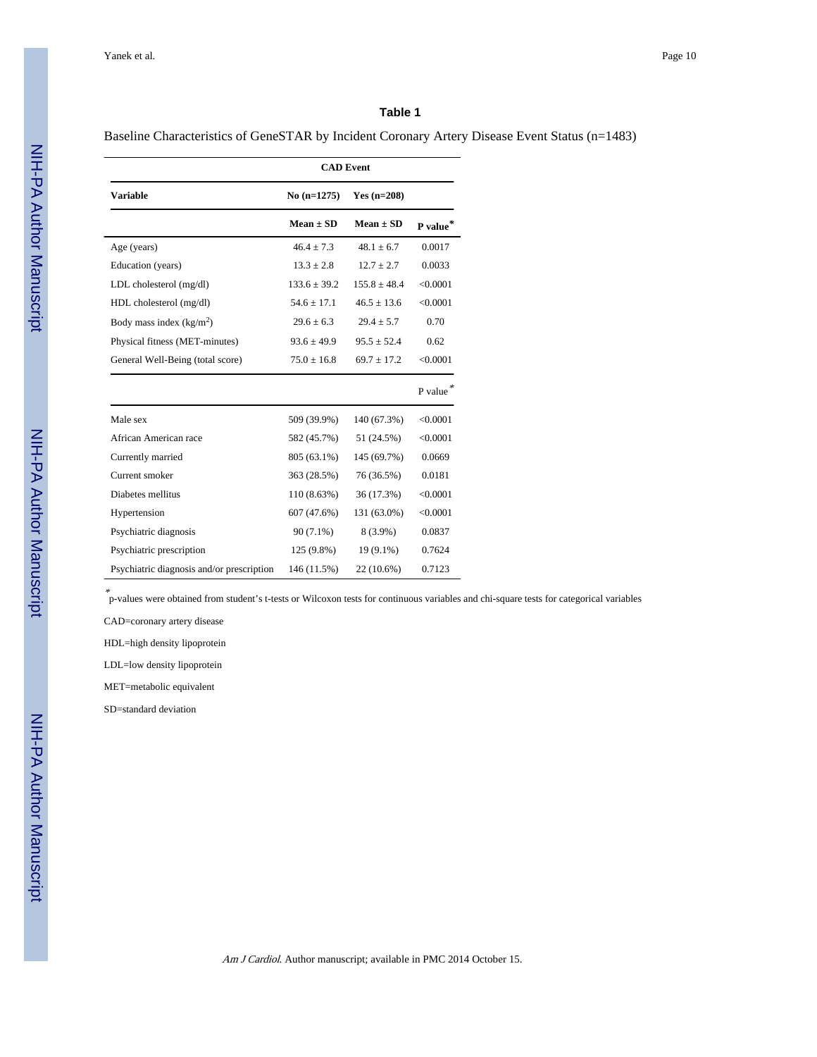## Table 1

Baseline Characteristics of GeneSTAR by Incident Coronary Artery Disease Event Status (n=1483)

| | CAD Event | | |
|---|---|---|---|
| **Variable** | **No (n=1275)** | **Yes (n=208)** | |
| | **Mean ± SD** | **Mean ± SD** | **P value*** |
| Age (years) | 46.4 ± 7.3 | 48.1 ± 6.7 | 0.0017 |
| Education (years) | 13.3 ± 2.8 | 12.7 ± 2.7 | 0.0033 |
| LDL cholesterol (mg/dl) | 133.6 ± 39.2 | 155.8 ± 48.4 | <0.0001 |
| HDL cholesterol (mg/dl) | 54.6 ± 17.1 | 46.5 ± 13.6 | <0.0001 |
| Body mass index (kg/m$^2$) | 29.6 ± 6.3 | 29.4 ± 5.7 | 0.70 |
| Physical fitness (MET-minutes) | 93.6 ± 49.9 | 95.5 ± 52.4 | 0.62 |
| General Well-Being (total score) | 75.0 ± 16.8 | 69.7 ± 17.2 | <0.0001 |
| | | | P value* |
| Male sex | 509 (39.9%) | 140 (67.3%) | <0.0001 |
| African American race | 582 (45.7%) | 51 (24.5%) | <0.0001 |
| Currently married | 805 (63.1%) | 145 (69.7%) | 0.0669 |
| Current smoker | 363 (28.5%) | 76 (36.5%) | 0.0181 |
| Diabetes mellitus | 110 (8.63%) | 36 (17.3%) | <0.0001 |
| Hypertension | 607 (47.6%) | 131 (63.0%) | <0.0001 |
| Psychiatric diagnosis | 90 (7.1%) | 8 (3.9%) | 0.0837 |
| Psychiatric prescription | 125 (9.8%) | 19 (9.1%) | 0.7624 |
| Psychiatric diagnosis and/or prescription | 146 (11.5%) | 22 (10.6%) | 0.7123 |

*p-values were obtained from student's t-tests or Wilcoxon tests for continuous variables and chi-square tests for categorical variables

CAD=coronary artery disease

HDL=high density lipoprotein

LDL=low density lipoprotein

MET=metabolic equivalent

SD=standard deviation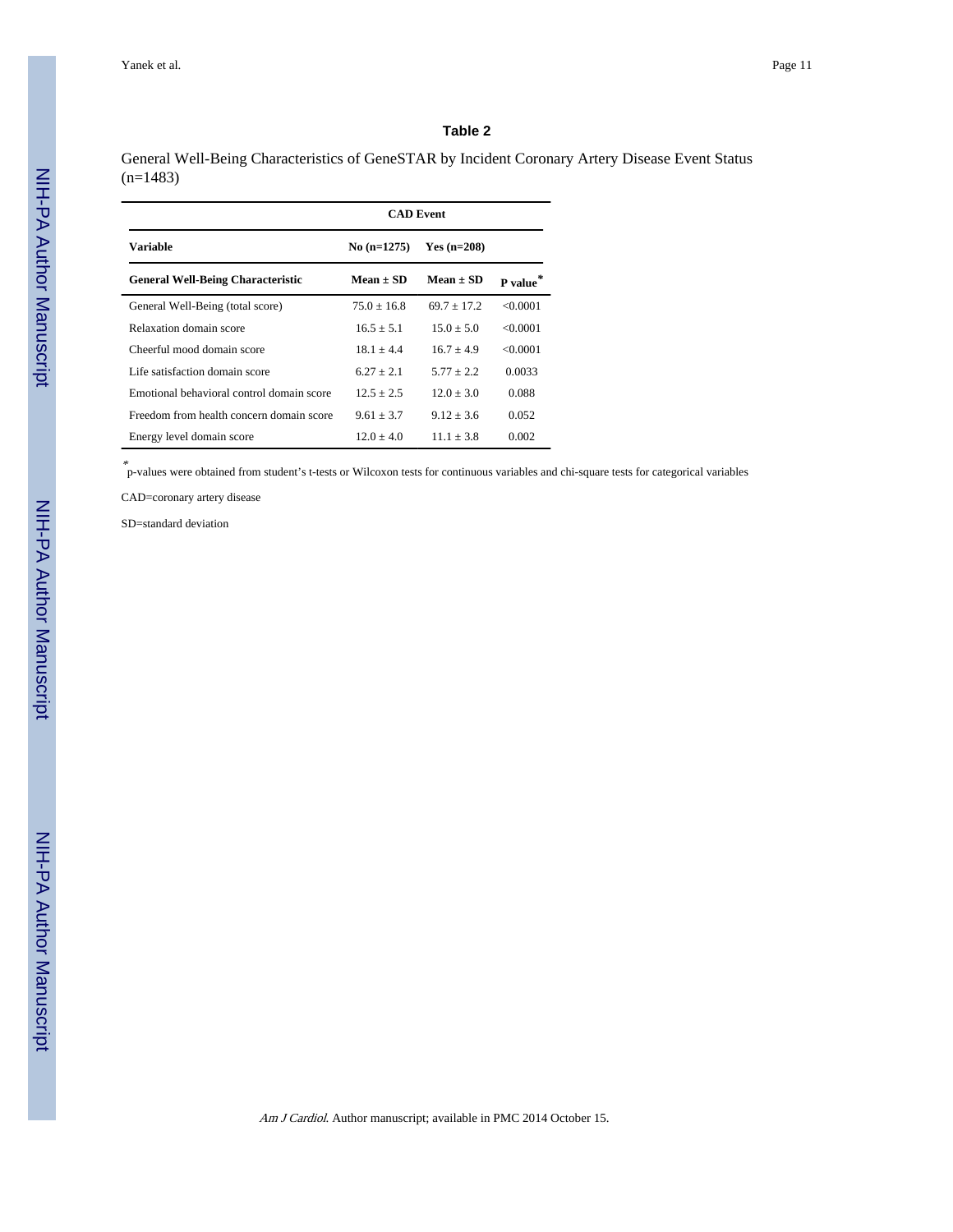## Table 2

General Well-Being Characteristics of GeneSTAR by Incident Coronary Artery Disease Event Status (n=1483)

| | CAD Event | | |
|---|---|---|---|
| **Variable** | **No (n=1275)** | **Yes (n=208)** | |
| **General Well-Being Characteristic** | **Mean ± SD** | **Mean ± SD** | **P value*** |
| General Well-Being (total score) | 75.0 ± 16.8 | 69.7 ± 17.2 | <0.0001 |
| Relaxation domain score | 16.5 ± 5.1 | 15.0 ± 5.0 | <0.0001 |
| Cheerful mood domain score | 18.1 ± 4.4 | 16.7 ± 4.9 | <0.0001 |
| Life satisfaction domain score | 6.27 ± 2.1 | 5.77 ± 2.2 | 0.0033 |
| Emotional behavioral control domain score | 12.5 ± 2.5 | 12.0 ± 3.0 | 0.088 |
| Freedom from health concern domain score | 9.61 ± 3.7 | 9.12 ± 3.6 | 0.052 |
| Energy level domain score | 12.0 ± 4.0 | 11.1 ± 3.8 | 0.002 |

*p-values were obtained from student's t-tests or Wilcoxon tests for continuous variables and chi-square tests for categorical variables

CAD=coronary artery disease

SD=standard deviation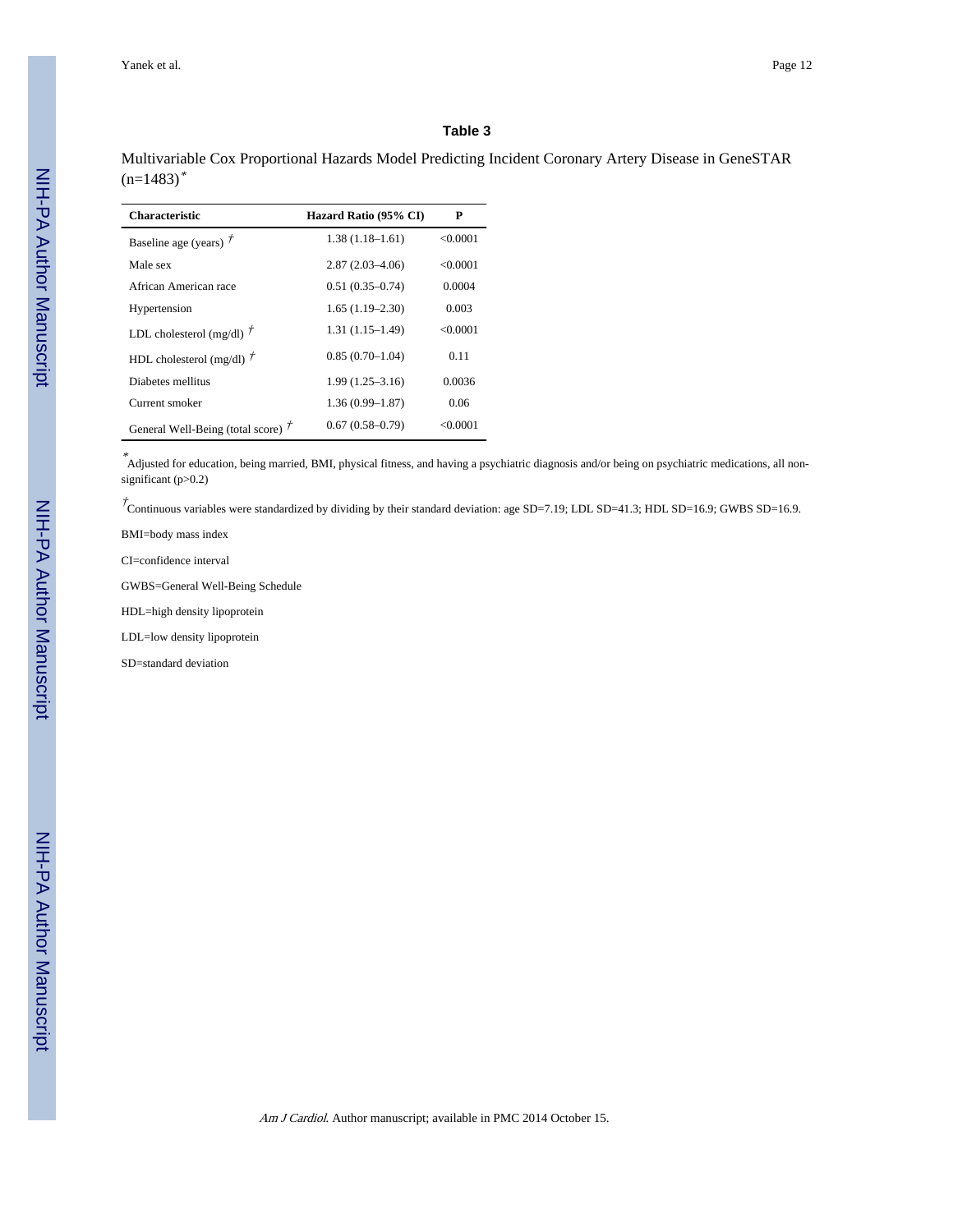### Table 3

Multivariable Cox Proportional Hazards Model Predicting Incident Coronary Artery Disease in GeneSTAR (n=1483)*

| Characteristic | Hazard Ratio (95% CI) | P |
|---|---|---|
| Baseline age (years) † | 1.38 (1.18–1.61) | <0.0001 |
| Male sex | 2.87 (2.03–4.06) | <0.0001 |
| African American race | 0.51 (0.35–0.74) | 0.0004 |
| Hypertension | 1.65 (1.19–2.30) | 0.003 |
| LDL cholesterol (mg/dl) † | 1.31 (1.15–1.49) | <0.0001 |
| HDL cholesterol (mg/dl) † | 0.85 (0.70–1.04) | 0.11 |
| Diabetes mellitus | 1.99 (1.25–3.16) | 0.0036 |
| Current smoker | 1.36 (0.99–1.87) | 0.06 |
| General Well-Being (total score) † | 0.67 (0.58–0.79) | <0.0001 |

*Adjusted for education, being married, BMI, physical fitness, and having a psychiatric diagnosis and/or being on psychiatric medications, all non-significant (p>0.2)

†Continuous variables were standardized by dividing by their standard deviation: age SD=7.19; LDL SD=41.3; HDL SD=16.9; GWBS SD=16.9.

BMI=body mass index

CI=confidence interval

GWBS=General Well-Being Schedule

HDL=high density lipoprotein

LDL=low density lipoprotein

SD=standard deviation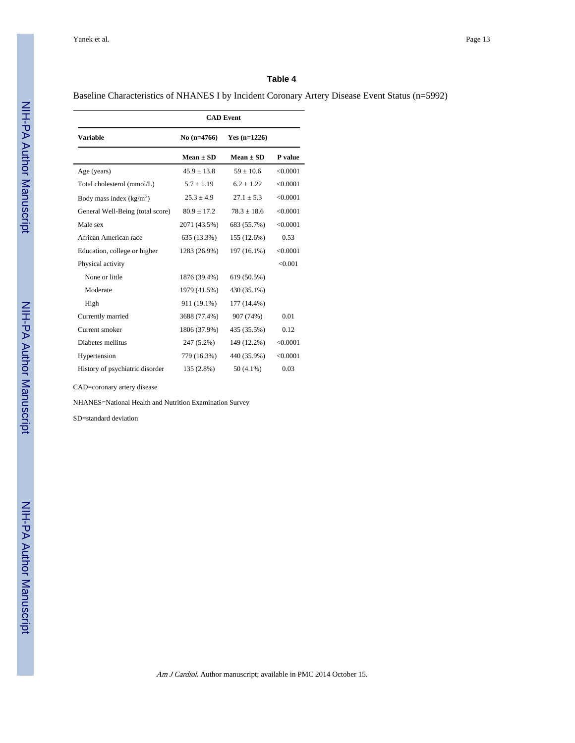## Table 4

Baseline Characteristics of NHANES I by Incident Coronary Artery Disease Event Status (n=5992)

| | CAD Event | | |
|---|---|---|---|
| **Variable** | **No (n=4766)** | **Yes (n=1226)** | |
| | **Mean ± SD** | **Mean ± SD** | **P value** |
| Age (years) | 45.9 ± 13.8 | 59 ± 10.6 | <0.0001 |
| Total cholesterol (mmol/L) | 5.7 ± 1.19 | 6.2 ± 1.22 | <0.0001 |
| Body mass index (kg/m$^2$) | 25.3 ± 4.9 | 27.1 ± 5.3 | <0.0001 |
| General Well-Being (total score) | 80.9 ± 17.2 | 78.3 ± 18.6 | <0.0001 |
| Male sex | 2071 (43.5%) | 683 (55.7%) | <0.0001 |
| African American race | 635 (13.3%) | 155 (12.6%) | 0.53 |
| Education, college or higher | 1283 (26.9%) | 197 (16.1%) | <0.0001 |
| Physical activity | | | <0.001 |
| None or little | 1876 (39.4%) | 619 (50.5%) | |
| Moderate | 1979 (41.5%) | 430 (35.1%) | |
| High | 911 (19.1%) | 177 (14.4%) | |
| Currently married | 3688 (77.4%) | 907 (74%) | 0.01 |
| Current smoker | 1806 (37.9%) | 435 (35.5%) | 0.12 |
| Diabetes mellitus | 247 (5.2%) | 149 (12.2%) | <0.0001 |
| Hypertension | 779 (16.3%) | 440 (35.9%) | <0.0001 |
| History of psychiatric disorder | 135 (2.8%) | 50 (4.1%) | 0.03 |

CAD=coronary artery disease

NHANES=National Health and Nutrition Examination Survey

SD=standard deviation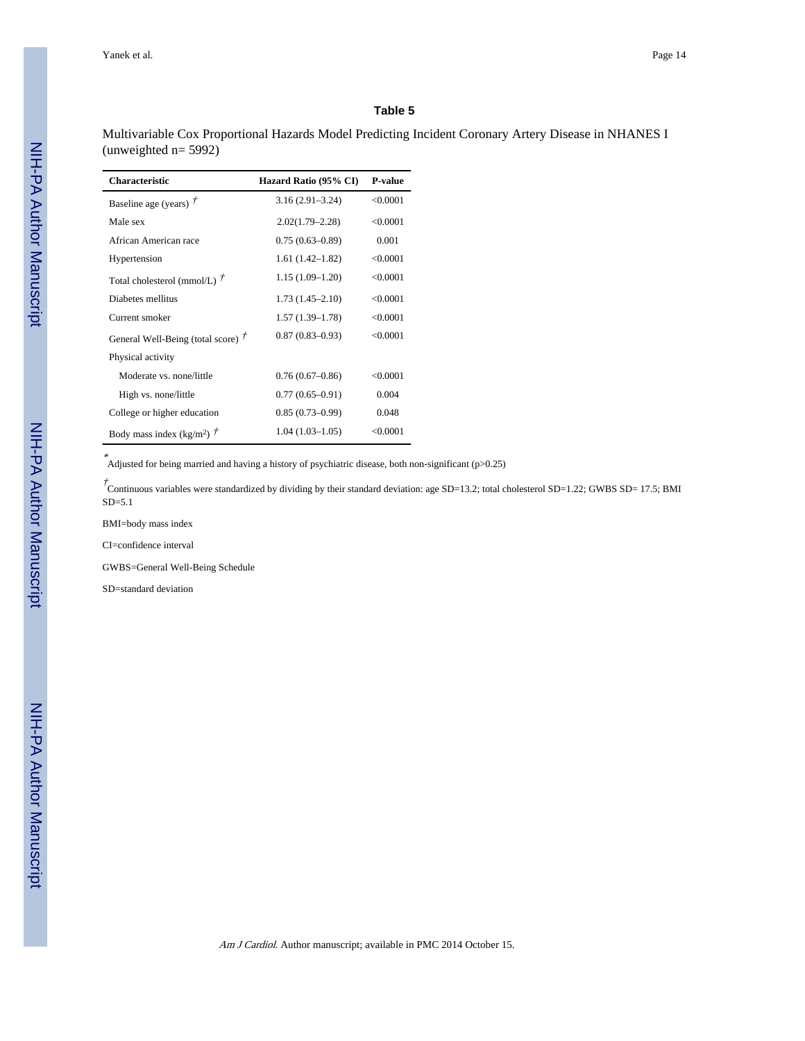## Table 5

Multivariable Cox Proportional Hazards Model Predicting Incident Coronary Artery Disease in NHANES I (unweighted n= 5992)

| Characteristic | Hazard Ratio (95% CI) | P-value |
|---|---|---|
| Baseline age (years) † | 3.16 (2.91–3.24) | <0.0001 |
| Male sex | 2.02(1.79–2.28) | <0.0001 |
| African American race | 0.75 (0.63–0.89) | 0.001 |
| Hypertension | 1.61 (1.42–1.82) | <0.0001 |
| Total cholesterol (mmol/L) † | 1.15 (1.09–1.20) | <0.0001 |
| Diabetes mellitus | 1.73 (1.45–2.10) | <0.0001 |
| Current smoker | 1.57 (1.39–1.78) | <0.0001 |
| General Well-Being (total score) † | 0.87 (0.83–0.93) | <0.0001 |
| Physical activity | | |
| Moderate vs. none/little | 0.76 (0.67–0.86) | <0.0001 |
| High vs. none/little | 0.77 (0.65–0.91) | 0.004 |
| College or higher education | 0.85 (0.73–0.99) | 0.048 |
| Body mass index (kg/m$^2$) † | 1.04 (1.03–1.05) | <0.0001 |

*Adjusted for being married and having a history of psychiatric disease, both non-significant (p>0.25)

†Continuous variables were standardized by dividing by their standard deviation: age SD=13.2; total cholesterol SD=1.22; GWBS SD= 17.5; BMI SD=5.1

BMI=body mass index

CI=confidence interval

GWBS=General Well-Being Schedule

SD=standard deviation